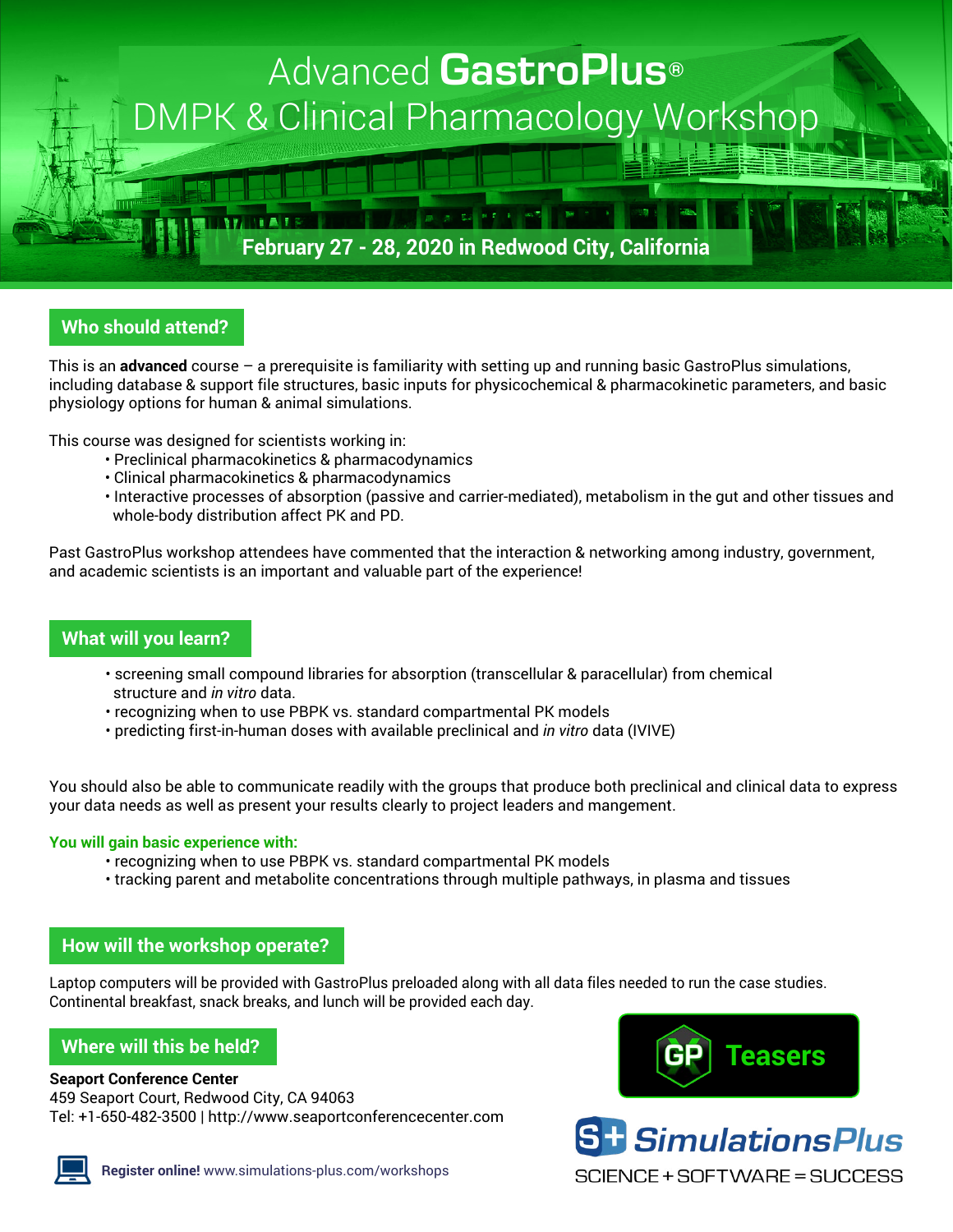# Advanced GastroPlus® DMPK & Clinical Pharmacology Workshop

**February 27 - 28, 2020 in Redwood City, California**

## Who should attend?

This is an **advanced** course – a prerequisite is familiarity with setting up and running basic GastroPlus simulations, including database & support file structures, basic inputs for physicochemical & pharmacokinetic parameters, and basic physiology options for human & animal simulations.

This course was designed for scientists working in:

- Preclinical pharmacokinetics & pharmacodynamics
- Clinical pharmacokinetics & pharmacodynamics
- Interactive processes of absorption (passive and carrier-mediated), metabolism in the gut and other tissues and whole-body distribution affect PK and PD.

Past GastroPlus workshop attendees have commented that the interaction & networking among industry, government, and academic scientists is an important and valuable part of the experience!

## What will you learn?

- screening small compound libraries for absorption (transcellular & paracellular) from chemical structure and *in vitro* data.
- recognizing when to use PBPK vs. standard compartmental PK models
- predicting first-in-human doses with available preclinical and *in vitro* data (IVIVE)

You should also be able to communicate readily with the groups that produce both preclinical and clinical data to express your data needs as well as present your results clearly to project leaders and mangement.

**You will gain basic experience with:**

- recognizing when to use PBPK vs. standard compartmental PK models
- tracking parent and metabolite concentrations through multiple pathways, in plasma and tissues

## How will the workshop operate?

Laptop computers will be provided with GastroPlus preloaded along with all data files needed to run the case studies. Continental breakfast, snack breaks, and lunch will be provided each day.

## Where will this be held?

**Seaport Conference Center**
459 Seaport Court, Redwood City, CA 94063
Tel: +1-650-482-3500 | http://www.seaportconferencecenter.com

**Register online!** www.simulations-plus.com/workshops

GP Teasers

SimulationsPlus
SCIENCE + SOFTWARE = SUCCESS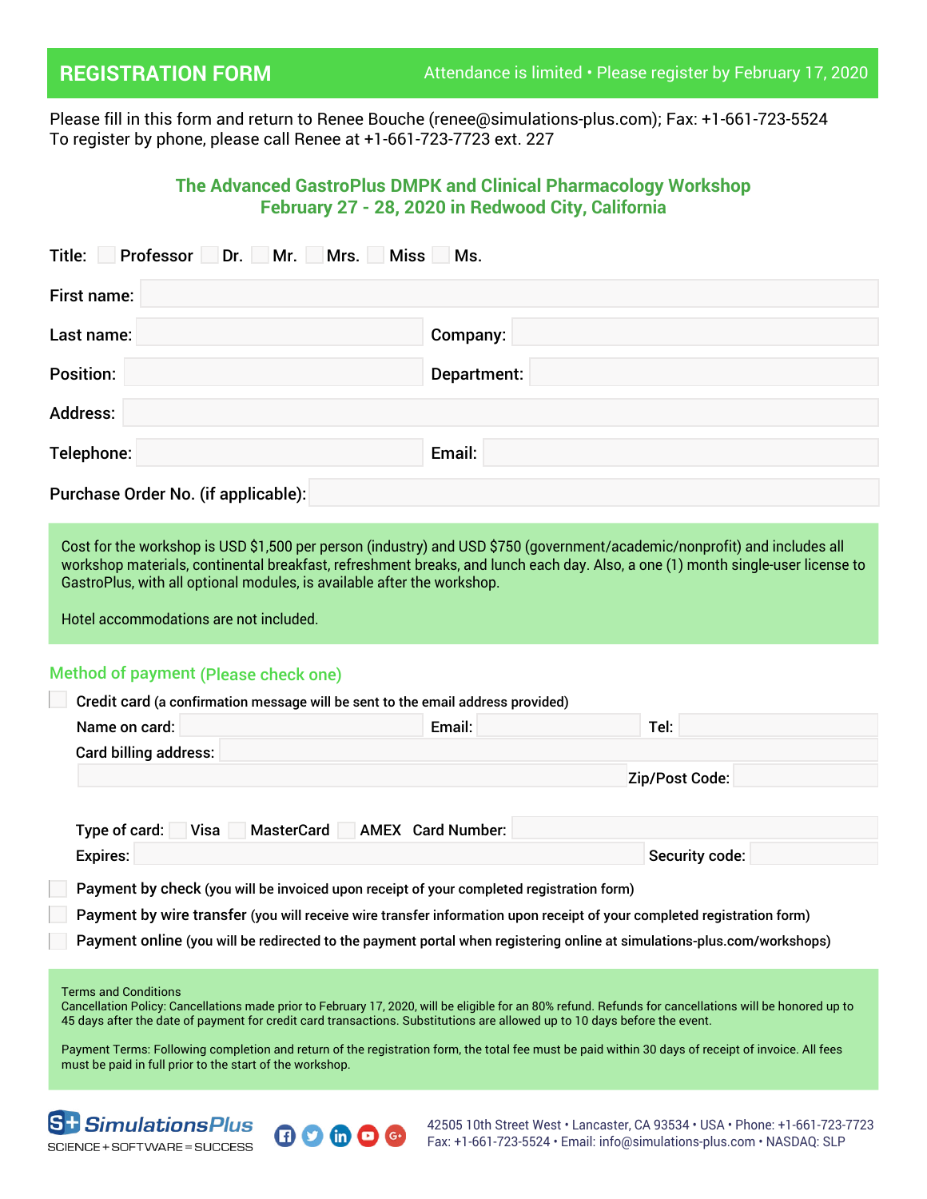# REGISTRATION FORM

Attendance is limited • Please register by February 17, 2020

Please fill in this form and return to Renee Bouche (renee@simulations-plus.com); Fax: +1-661-723-5524
To register by phone, please call Renee at +1-661-723-7723 ext. 227

## The Advanced GastroPlus DMPK and Clinical Pharmacology Workshop
## February 27 - 28, 2020 in Redwood City, California

Title: ☐ Professor ☐ Dr. ☐ Mr. ☐ Mrs. ☐ Miss ☐ Ms.

First name:

Last name: 			Company:

Position: 			Department:

Address:

Telephone: 			Email:

Purchase Order No. (if applicable):

Cost for the workshop is USD $1,500 per person (industry) and USD $750 (government/academic/nonprofit) and includes all workshop materials, continental breakfast, refreshment breaks, and lunch each day. Also, a one (1) month single-user license to GastroPlus, with all optional modules, is available after the workshop.

Hotel accommodations are not included.

### Method of payment (Please check one)

☐ **Credit card** (a confirmation message will be sent to the email address provided)

Name on card: 			Email: 			Tel:

Card billing address:

Zip/Post Code:

Type of card: ☐ Visa ☐ MasterCard ☐ AMEX Card Number:

Expires: 			Security code:

☐ **Payment by check** (you will be invoiced upon receipt of your completed registration form)

☐ **Payment by wire transfer** (you will receive wire transfer information upon receipt of your completed registration form)

☐ **Payment online** (you will be redirected to the payment portal when registering online at simulations-plus.com/workshops)

Terms and Conditions
Cancellation Policy: Cancellations made prior to February 17, 2020, will be eligible for an 80% refund. Refunds for cancellations will be honored up to 45 days after the date of payment for credit card transactions. Substitutions are allowed up to 10 days before the event.

Payment Terms: Following completion and return of the registration form, the total fee must be paid within 30 days of receipt of invoice. All fees must be paid in full prior to the start of the workshop.

SimulationsPlus
SCIENCE + SOFTWARE = SUCCESS

42505 10th Street West • Lancaster, CA 93534 • USA • Phone: +1-661-723-7723
Fax: +1-661-723-5524 • Email: info@simulations-plus.com • NASDAQ: SLP